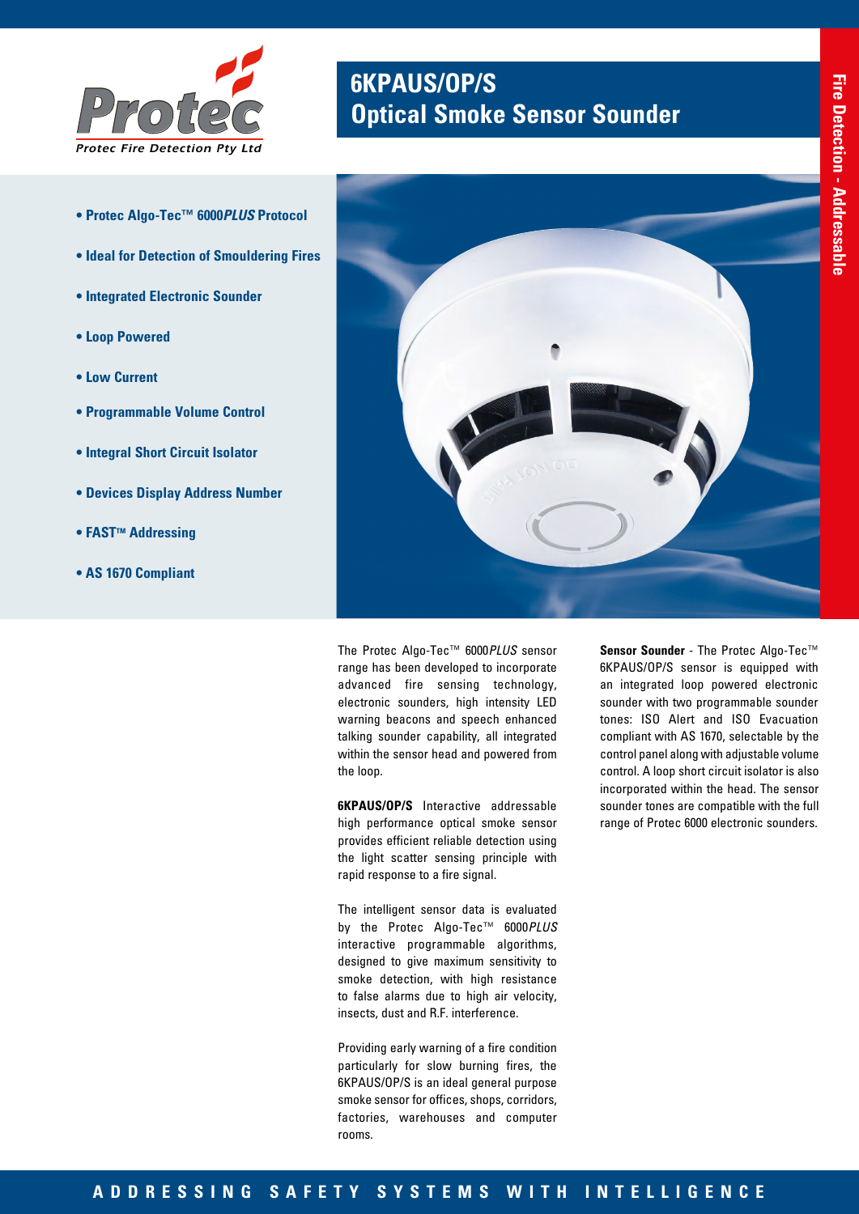Protec Fire Detection Pty Ltd

# 6KPAUS/OP/S Optical Smoke Sensor Sounder

Fire Detection - Addressable

- **Protec Algo-Tec™ 6000*PLUS* Protocol**
- **Ideal for Detection of Smouldering Fires**
- **Integrated Electronic Sounder**
- **Loop Powered**
- **Low Current**
- **Programmable Volume Control**
- **Integral Short Circuit Isolator**
- **Devices Display Address Number**
- **FAST™ Addressing**
- **AS 1670 Compliant**

The Protec Algo-Tec™ 6000*PLUS* sensor range has been developed to incorporate advanced fire sensing technology, electronic sounders, high intensity LED warning beacons and speech enhanced talking sounder capability, all integrated within the sensor head and powered from the loop.

**6KPAUS/OP/S** Interactive addressable high performance optical smoke sensor provides efficient reliable detection using the light scatter sensing principle with rapid response to a fire signal.

The intelligent sensor data is evaluated by the Protec Algo-Tec™ 6000*PLUS* interactive programmable algorithms, designed to give maximum sensitivity to smoke detection, with high resistance to false alarms due to high air velocity, insects, dust and R.F. interference.

Providing early warning of a fire condition particularly for slow burning fires, the 6KPAUS/OP/S is an ideal general purpose smoke sensor for offices, shops, corridors, factories, warehouses and computer rooms.

**Sensor Sounder** - The Protec Algo-Tec™ 6KPAUS/OP/S sensor is equipped with an integrated loop powered electronic sounder with two programmable sounder tones: ISO Alert and ISO Evacuation compliant with AS 1670, selectable by the control panel along with adjustable volume control. A loop short circuit isolator is also incorporated within the head. The sensor sounder tones are compatible with the full range of Protec 6000 electronic sounders.

ADDRESSING SAFETY SYSTEMS WITH INTELLIGENCE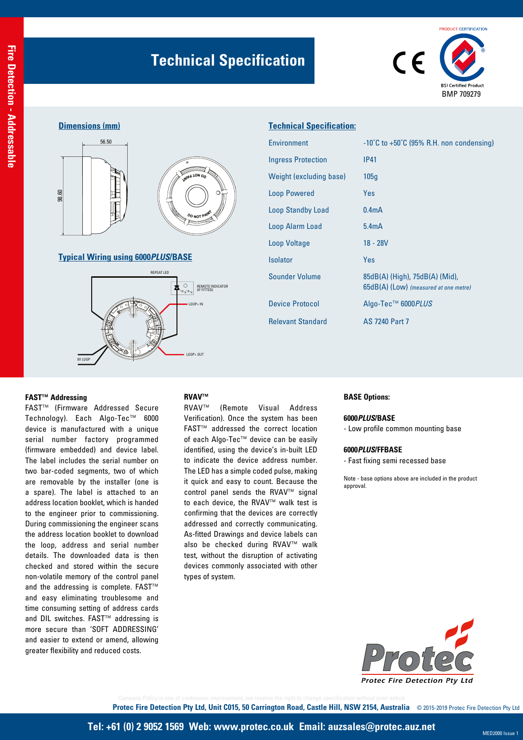# Technical Specification

PRODUCT CERTIFICATION

BSI Certified Product
BMP 709279

## Dimensions (mm)

56.50

98.60

DO NOT PAINT

## Typical Wiring using 6000*PLUS*/BASE

REPEAT LED

REMOTE INDICATOR (IF FITTED)

LOOP+ IN

LOOP+ OUT

0V LOOP

## Technical Specification:

| | |
|---|---|
| Environment | -10˚C to +50˚C (95% R.H. non condensing) |
| Ingress Protection | IP41 |
| Weight (excluding base) | 105g |
| Loop Powered | Yes |
| Loop Standby Load | 0.4mA |
| Loop Alarm Load | 5.4mA |
| Loop Voltage | 18 - 28V |
| Isolator | Yes |
| Sounder Volume | 85dB(A) (High), 75dB(A) (Mid), 65dB(A) (Low) *(measured at one metre)* |
| Device Protocol | Algo-Tec™ 6000*PLUS* |
| Relevant Standard | AS 7240 Part 7 |

### FAST™ Addressing

FAST™ (Firmware Addressed Secure Technology). Each Algo-Tec™ 6000 device is manufactured with a unique serial number factory programmed (firmware embedded) and device label. The label includes the serial number on two bar-coded segments, two of which are removable by the installer (one is a spare). The label is attached to an address location booklet, which is handed to the engineer prior to commissioning. During commissioning the engineer scans the address location booklet to download the loop, address and serial number details. The downloaded data is then checked and stored within the secure non-volatile memory of the control panel and the addressing is complete. FAST™ and easy eliminating troublesome and time consuming setting of address cards and DIL switches. FAST™ addressing is more secure than 'SOFT ADDRESSING' and easier to extend or amend, allowing greater flexibility and reduced costs.

### RVAV™

RVAV™ (Remote Visual Address Verification). Once the system has been FAST™ addressed the correct location of each Algo-Tec™ device can be easily identified, using the device's in-built LED to indicate the device address number. The LED has a simple coded pulse, making it quick and easy to count. Because the control panel sends the RVAV™ signal to each device, the RVAV™ walk test is confirming that the devices are correctly addressed and correctly communicating. As-fitted Drawings and device labels can also be checked during RVAV™ walk test, without the disruption of activating devices commonly associated with other types of system.

### BASE Options:

**6000*PLUS*/BASE**

- Low profile common mounting base

**6000*PLUS*/FFBASE**

- Fast fixing semi recessed base

Note - base options above are included in the product approval.

Protec Fire Detection Pty Ltd

Company Policy is one of continuous improvement, we reserve the right to change specification without prior notice

**Protec Fire Detection Pty Ltd, Unit C015, 50 Carrington Road, Castle Hill, NSW 2154, Australia** © 2015-2019 Protec Fire Detection Pty Ltd

**Tel: +61 (0) 2 9052 1569 Web: www.protec.co.uk Email: auzsales@protec.auz.net**

MED2000 Issue 1